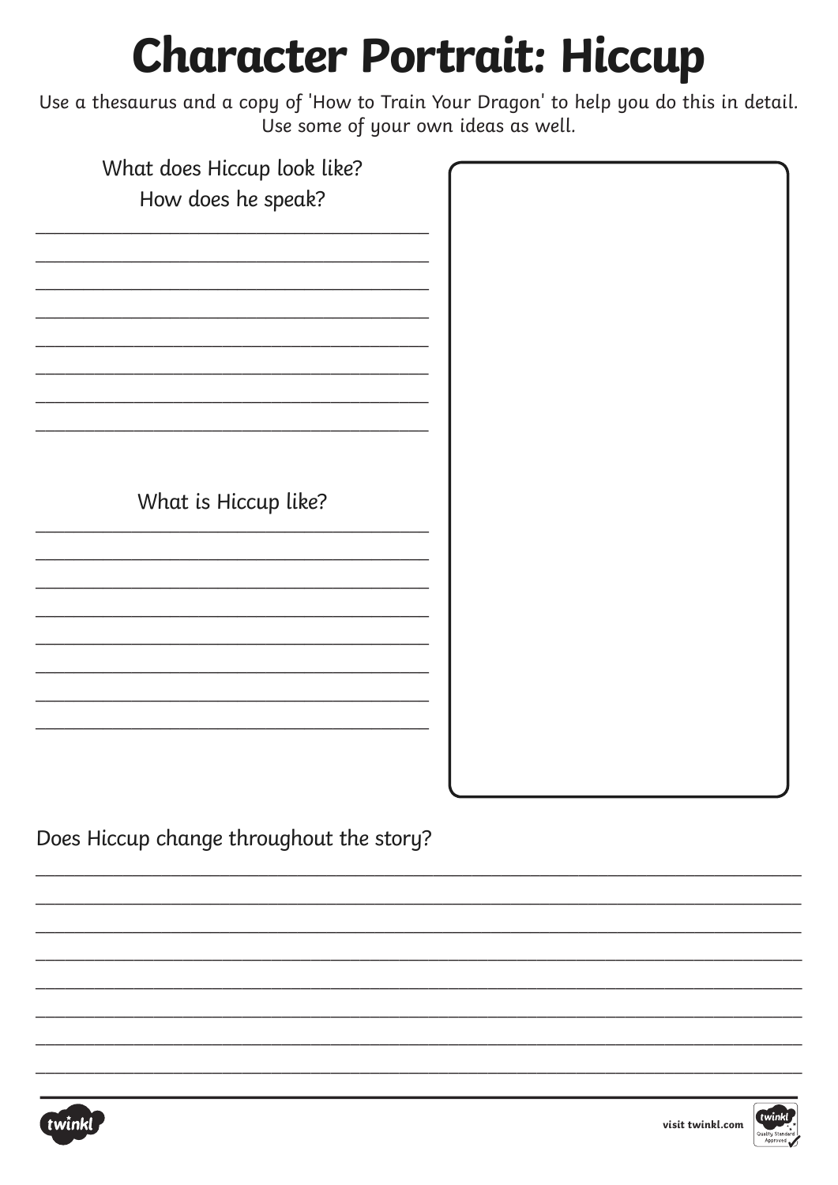# Character Portrait: Hiccup

Use a thesaurus and a copy of 'How to Train Your Dragon' to help you do this in detail. Use some of your own ideas as well.

What does Hiccup look like?
How does he speak?

________________________________________
________________________________________
________________________________________
________________________________________
________________________________________
________________________________________
________________________________________
________________________________________

What is Hiccup like?

________________________________________
________________________________________
________________________________________
________________________________________
________________________________________
________________________________________
________________________________________
________________________________________

Does Hiccup change throughout the story?

________________________________________________________________________________
________________________________________________________________________________
________________________________________________________________________________
________________________________________________________________________________
________________________________________________________________________________
________________________________________________________________________________
________________________________________________________________________________
________________________________________________________________________________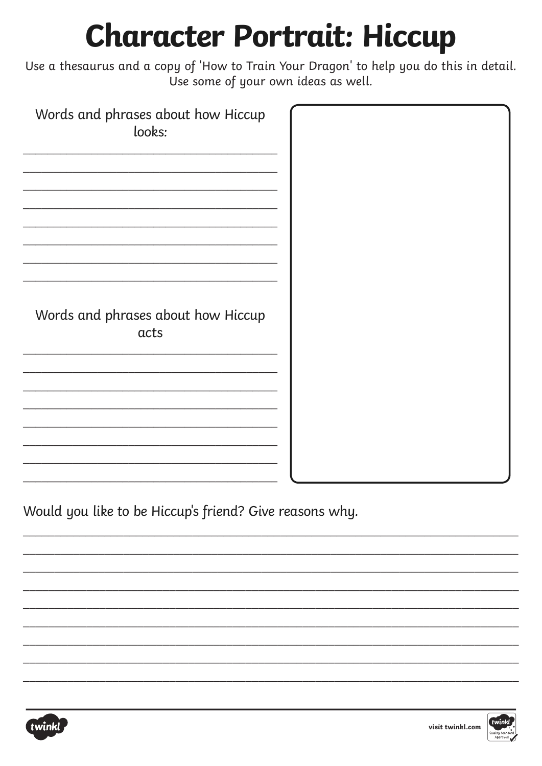# Character Portrait: Hiccup

Use a thesaurus and a copy of 'How to Train Your Dragon' to help you do this in detail. Use some of your own ideas as well.

Words and phrases about how Hiccup looks:

\_\_\_\_\_\_\_\_\_\_\_\_\_\_\_\_\_\_\_\_\_\_\_\_\_\_\_\_\_\_\_\_\_\_\_\_
\_\_\_\_\_\_\_\_\_\_\_\_\_\_\_\_\_\_\_\_\_\_\_\_\_\_\_\_\_\_\_\_\_\_\_\_
\_\_\_\_\_\_\_\_\_\_\_\_\_\_\_\_\_\_\_\_\_\_\_\_\_\_\_\_\_\_\_\_\_\_\_\_
\_\_\_\_\_\_\_\_\_\_\_\_\_\_\_\_\_\_\_\_\_\_\_\_\_\_\_\_\_\_\_\_\_\_\_\_
\_\_\_\_\_\_\_\_\_\_\_\_\_\_\_\_\_\_\_\_\_\_\_\_\_\_\_\_\_\_\_\_\_\_\_\_
\_\_\_\_\_\_\_\_\_\_\_\_\_\_\_\_\_\_\_\_\_\_\_\_\_\_\_\_\_\_\_\_\_\_\_\_
\_\_\_\_\_\_\_\_\_\_\_\_\_\_\_\_\_\_\_\_\_\_\_\_\_\_\_\_\_\_\_\_\_\_\_\_
\_\_\_\_\_\_\_\_\_\_\_\_\_\_\_\_\_\_\_\_\_\_\_\_\_\_\_\_\_\_\_\_\_\_\_\_

Words and phrases about how Hiccup acts

\_\_\_\_\_\_\_\_\_\_\_\_\_\_\_\_\_\_\_\_\_\_\_\_\_\_\_\_\_\_\_\_\_\_\_\_
\_\_\_\_\_\_\_\_\_\_\_\_\_\_\_\_\_\_\_\_\_\_\_\_\_\_\_\_\_\_\_\_\_\_\_\_
\_\_\_\_\_\_\_\_\_\_\_\_\_\_\_\_\_\_\_\_\_\_\_\_\_\_\_\_\_\_\_\_\_\_\_\_
\_\_\_\_\_\_\_\_\_\_\_\_\_\_\_\_\_\_\_\_\_\_\_\_\_\_\_\_\_\_\_\_\_\_\_\_
\_\_\_\_\_\_\_\_\_\_\_\_\_\_\_\_\_\_\_\_\_\_\_\_\_\_\_\_\_\_\_\_\_\_\_\_
\_\_\_\_\_\_\_\_\_\_\_\_\_\_\_\_\_\_\_\_\_\_\_\_\_\_\_\_\_\_\_\_\_\_\_\_
\_\_\_\_\_\_\_\_\_\_\_\_\_\_\_\_\_\_\_\_\_\_\_\_\_\_\_\_\_\_\_\_\_\_\_\_
\_\_\_\_\_\_\_\_\_\_\_\_\_\_\_\_\_\_\_\_\_\_\_\_\_\_\_\_\_\_\_\_\_\_\_\_

Would you like to be Hiccup's friend? Give reasons why.

\_\_\_\_\_\_\_\_\_\_\_\_\_\_\_\_\_\_\_\_\_\_\_\_\_\_\_\_\_\_\_\_\_\_\_\_\_\_\_\_\_\_\_\_\_\_\_\_\_\_\_\_\_\_\_\_\_\_\_\_\_\_\_\_\_\_\_\_
\_\_\_\_\_\_\_\_\_\_\_\_\_\_\_\_\_\_\_\_\_\_\_\_\_\_\_\_\_\_\_\_\_\_\_\_\_\_\_\_\_\_\_\_\_\_\_\_\_\_\_\_\_\_\_\_\_\_\_\_\_\_\_\_\_\_\_\_
\_\_\_\_\_\_\_\_\_\_\_\_\_\_\_\_\_\_\_\_\_\_\_\_\_\_\_\_\_\_\_\_\_\_\_\_\_\_\_\_\_\_\_\_\_\_\_\_\_\_\_\_\_\_\_\_\_\_\_\_\_\_\_\_\_\_\_\_
\_\_\_\_\_\_\_\_\_\_\_\_\_\_\_\_\_\_\_\_\_\_\_\_\_\_\_\_\_\_\_\_\_\_\_\_\_\_\_\_\_\_\_\_\_\_\_\_\_\_\_\_\_\_\_\_\_\_\_\_\_\_\_\_\_\_\_\_
\_\_\_\_\_\_\_\_\_\_\_\_\_\_\_\_\_\_\_\_\_\_\_\_\_\_\_\_\_\_\_\_\_\_\_\_\_\_\_\_\_\_\_\_\_\_\_\_\_\_\_\_\_\_\_\_\_\_\_\_\_\_\_\_\_\_\_\_
\_\_\_\_\_\_\_\_\_\_\_\_\_\_\_\_\_\_\_\_\_\_\_\_\_\_\_\_\_\_\_\_\_\_\_\_\_\_\_\_\_\_\_\_\_\_\_\_\_\_\_\_\_\_\_\_\_\_\_\_\_\_\_\_\_\_\_\_
\_\_\_\_\_\_\_\_\_\_\_\_\_\_\_\_\_\_\_\_\_\_\_\_\_\_\_\_\_\_\_\_\_\_\_\_\_\_\_\_\_\_\_\_\_\_\_\_\_\_\_\_\_\_\_\_\_\_\_\_\_\_\_\_\_\_\_\_
\_\_\_\_\_\_\_\_\_\_\_\_\_\_\_\_\_\_\_\_\_\_\_\_\_\_\_\_\_\_\_\_\_\_\_\_\_\_\_\_\_\_\_\_\_\_\_\_\_\_\_\_\_\_\_\_\_\_\_\_\_\_\_\_\_\_\_\_
\_\_\_\_\_\_\_\_\_\_\_\_\_\_\_\_\_\_\_\_\_\_\_\_\_\_\_\_\_\_\_\_\_\_\_\_\_\_\_\_\_\_\_\_\_\_\_\_\_\_\_\_\_\_\_\_\_\_\_\_\_\_\_\_\_\_\_\_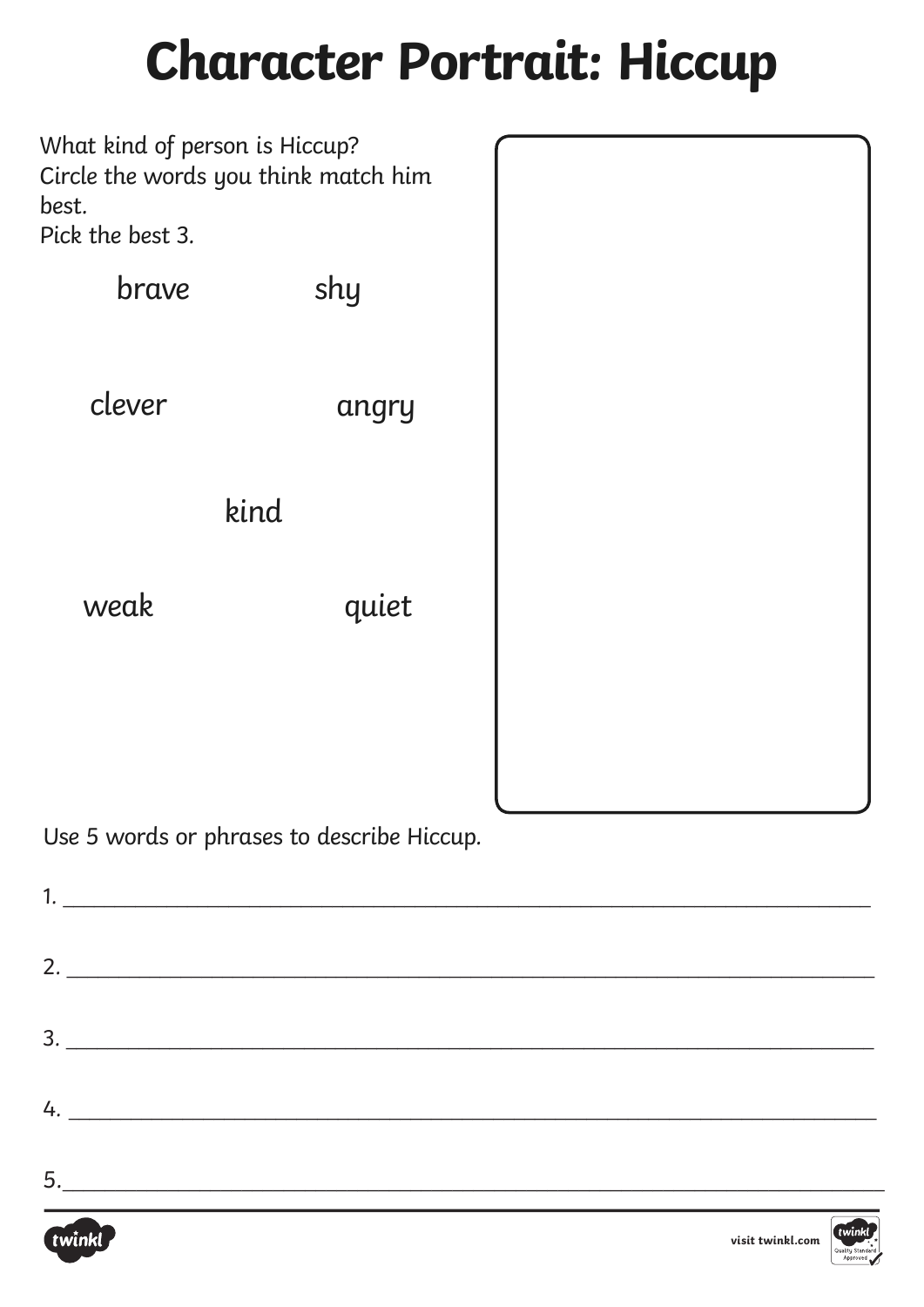# Character Portrait: Hiccup

What kind of person is Hiccup?
Circle the words you think match him best.
Pick the best 3.

brave
shy
clever
angry
kind
weak
quiet

Use 5 words or phrases to describe Hiccup.

1. ______________________________________________________________________

2. ______________________________________________________________________

3. ______________________________________________________________________

4. ______________________________________________________________________

5. ______________________________________________________________________